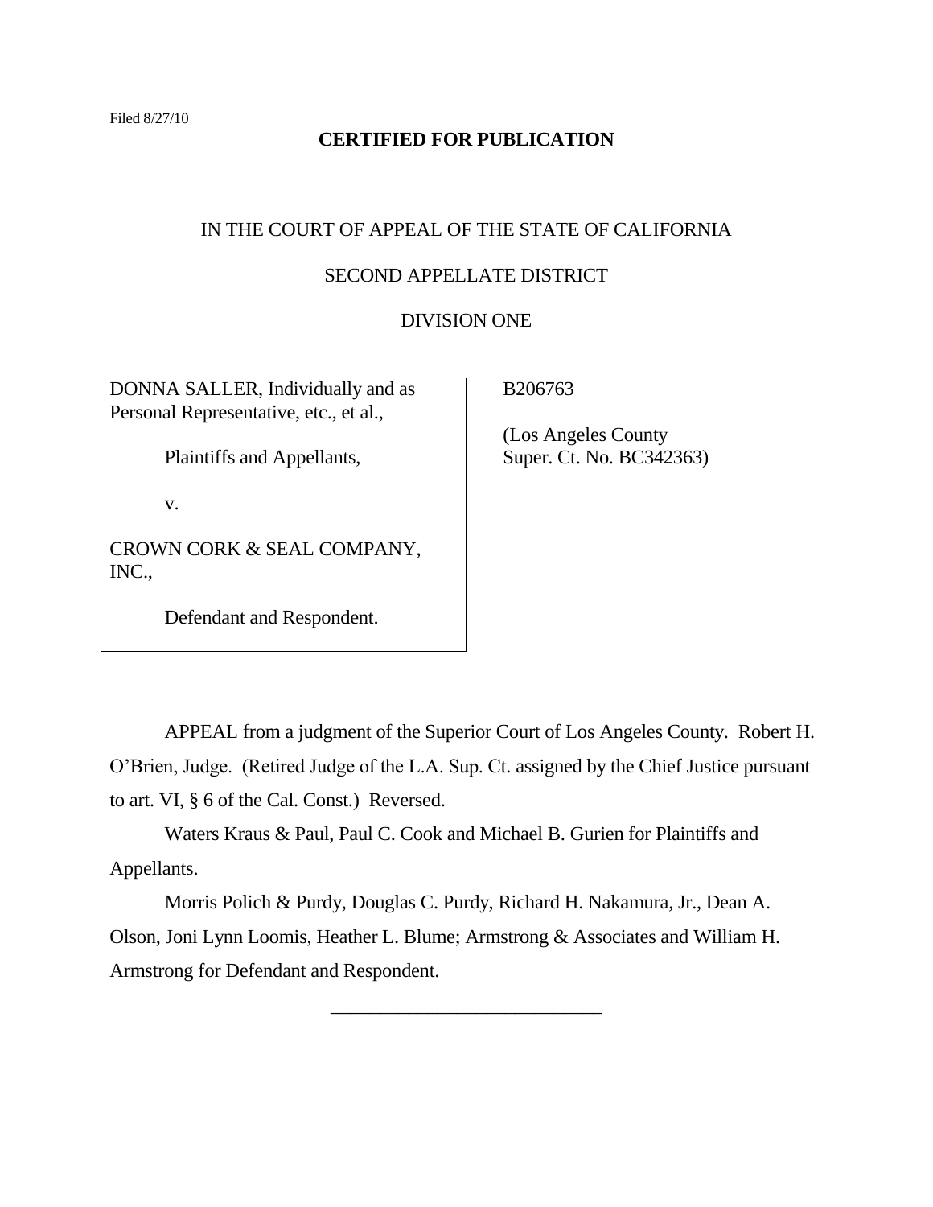Filed 8/27/10

**CERTIFIED FOR PUBLICATION**

IN THE COURT OF APPEAL OF THE STATE OF CALIFORNIA

SECOND APPELLATE DISTRICT

DIVISION ONE

| | |
|---|---|
| DONNA SALLER, Individually and as Personal Representative, etc., et al.,<br><br>Plaintiffs and Appellants,<br><br>v.<br><br>CROWN CORK & SEAL COMPANY, INC.,<br><br>Defendant and Respondent. | B206763<br><br>(Los Angeles County Super. Ct. No. BC342363) |

APPEAL from a judgment of the Superior Court of Los Angeles County. Robert H. O'Brien, Judge. (Retired Judge of the L.A. Sup. Ct. assigned by the Chief Justice pursuant to art. VI, § 6 of the Cal. Const.) Reversed.

Waters Kraus & Paul, Paul C. Cook and Michael B. Gurien for Plaintiffs and Appellants.

Morris Polich & Purdy, Douglas C. Purdy, Richard H. Nakamura, Jr., Dean A. Olson, Joni Lynn Loomis, Heather L. Blume; Armstrong & Associates and William H. Armstrong for Defendant and Respondent.

\_\_\_\_\_\_\_\_\_\_\_\_\_\_\_\_\_\_\_\_\_\_\_\_\_\_\_\_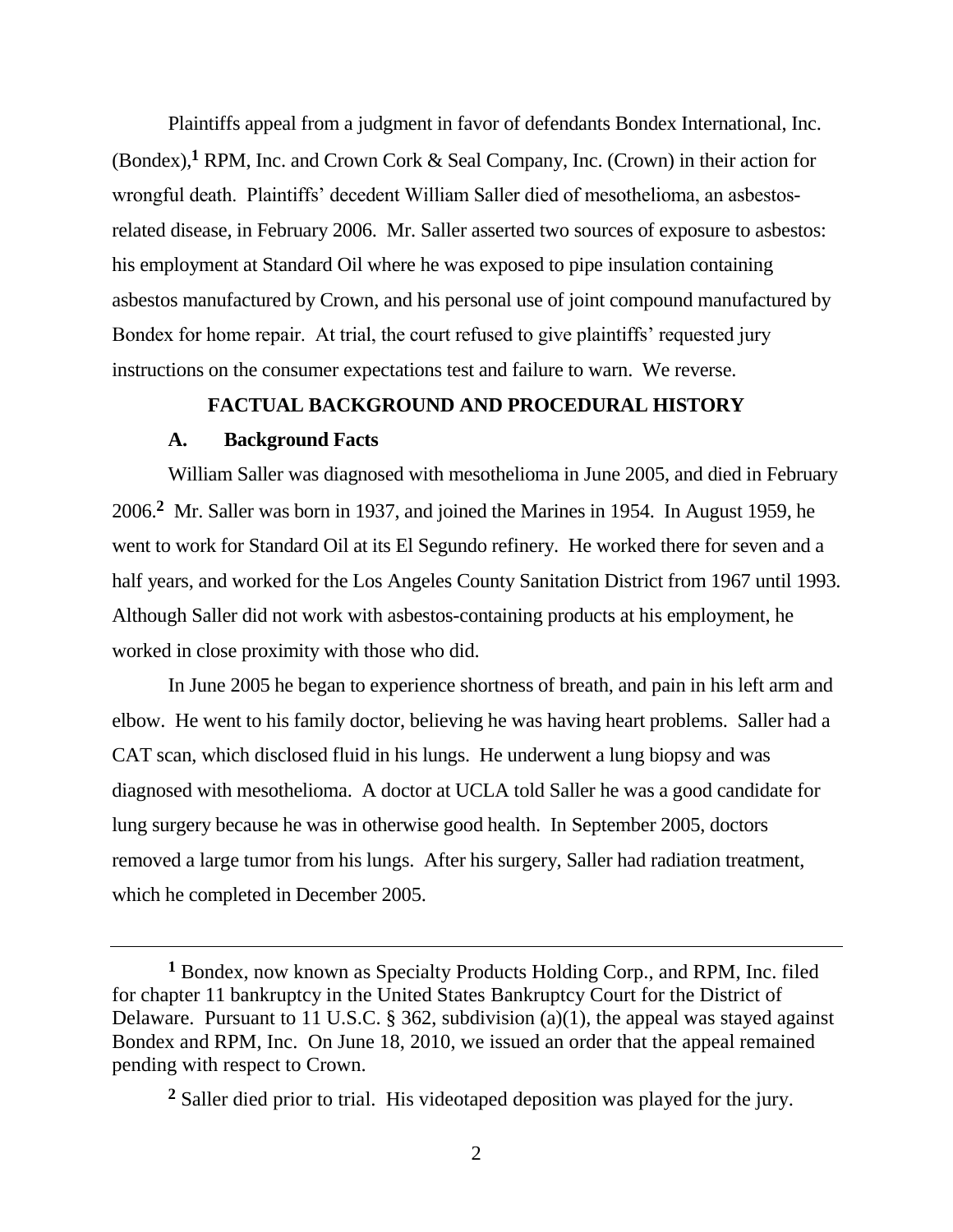Plaintiffs appeal from a judgment in favor of defendants Bondex International, Inc. (Bondex),[1] RPM, Inc. and Crown Cork & Seal Company, Inc. (Crown) in their action for wrongful death. Plaintiffs' decedent William Saller died of mesothelioma, an asbestos-related disease, in February 2006. Mr. Saller asserted two sources of exposure to asbestos: his employment at Standard Oil where he was exposed to pipe insulation containing asbestos manufactured by Crown, and his personal use of joint compound manufactured by Bondex for home repair. At trial, the court refused to give plaintiffs' requested jury instructions on the consumer expectations test and failure to warn. We reverse.

## FACTUAL BACKGROUND AND PROCEDURAL HISTORY

### A. Background Facts

William Saller was diagnosed with mesothelioma in June 2005, and died in February 2006.[2] Mr. Saller was born in 1937, and joined the Marines in 1954. In August 1959, he went to work for Standard Oil at its El Segundo refinery. He worked there for seven and a half years, and worked for the Los Angeles County Sanitation District from 1967 until 1993. Although Saller did not work with asbestos-containing products at his employment, he worked in close proximity with those who did.

In June 2005 he began to experience shortness of breath, and pain in his left arm and elbow. He went to his family doctor, believing he was having heart problems. Saller had a CAT scan, which disclosed fluid in his lungs. He underwent a lung biopsy and was diagnosed with mesothelioma. A doctor at UCLA told Saller he was a good candidate for lung surgery because he was in otherwise good health. In September 2005, doctors removed a large tumor from his lungs. After his surgery, Saller had radiation treatment, which he completed in December 2005.

---

[1] Bondex, now known as Specialty Products Holding Corp., and RPM, Inc. filed for chapter 11 bankruptcy in the United States Bankruptcy Court for the District of Delaware. Pursuant to 11 U.S.C. § 362, subdivision (a)(1), the appeal was stayed against Bondex and RPM, Inc. On June 18, 2010, we issued an order that the appeal remained pending with respect to Crown.

[2] Saller died prior to trial. His videotaped deposition was played for the jury.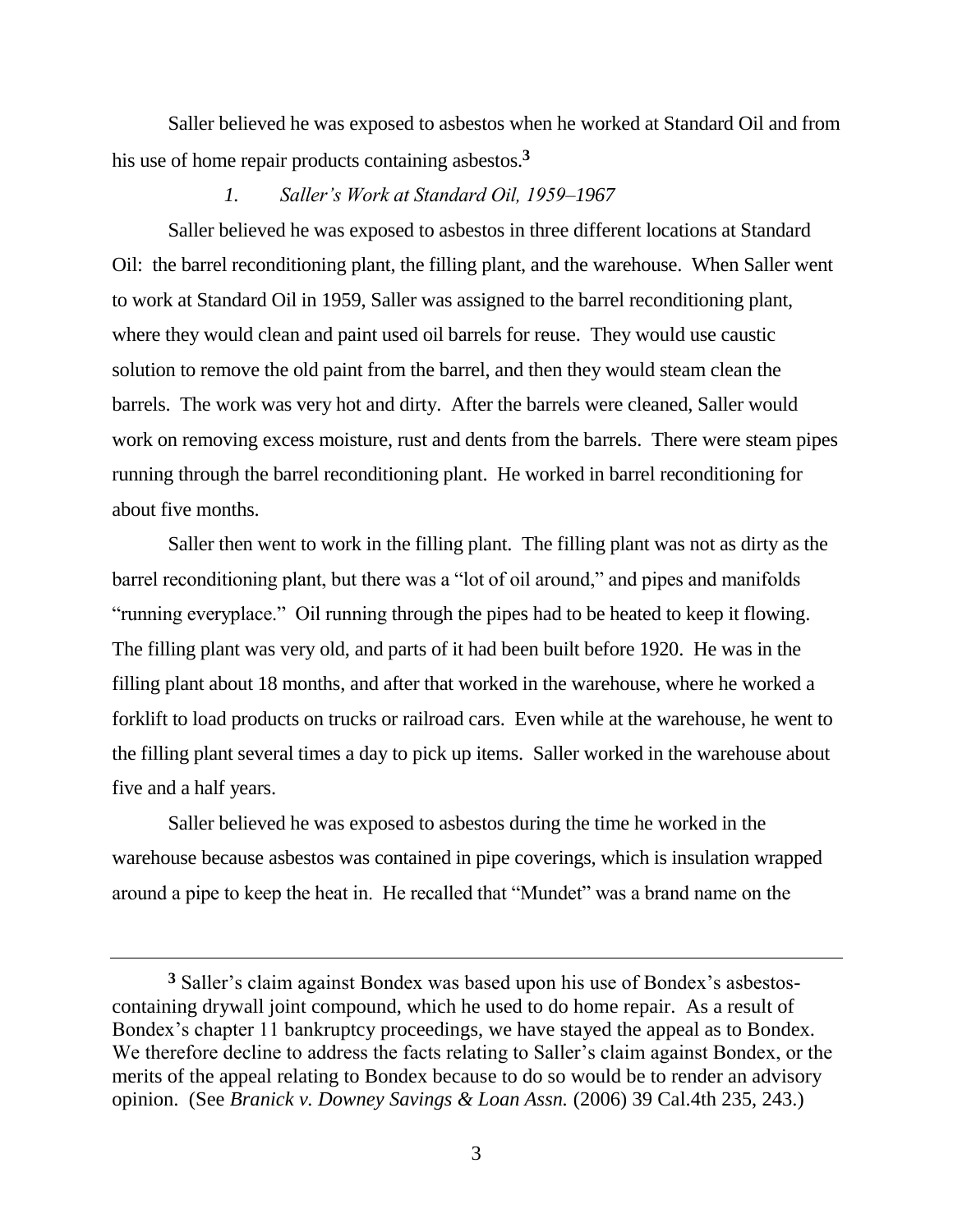Saller believed he was exposed to asbestos when he worked at Standard Oil and from his use of home repair products containing asbestos.[3]

*1. Saller's Work at Standard Oil, 1959–1967*

Saller believed he was exposed to asbestos in three different locations at Standard Oil: the barrel reconditioning plant, the filling plant, and the warehouse. When Saller went to work at Standard Oil in 1959, Saller was assigned to the barrel reconditioning plant, where they would clean and paint used oil barrels for reuse. They would use caustic solution to remove the old paint from the barrel, and then they would steam clean the barrels. The work was very hot and dirty. After the barrels were cleaned, Saller would work on removing excess moisture, rust and dents from the barrels. There were steam pipes running through the barrel reconditioning plant. He worked in barrel reconditioning for about five months.

Saller then went to work in the filling plant. The filling plant was not as dirty as the barrel reconditioning plant, but there was a "lot of oil around," and pipes and manifolds "running everyplace." Oil running through the pipes had to be heated to keep it flowing. The filling plant was very old, and parts of it had been built before 1920. He was in the filling plant about 18 months, and after that worked in the warehouse, where he worked a forklift to load products on trucks or railroad cars. Even while at the warehouse, he went to the filling plant several times a day to pick up items. Saller worked in the warehouse about five and a half years.

Saller believed he was exposed to asbestos during the time he worked in the warehouse because asbestos was contained in pipe coverings, which is insulation wrapped around a pipe to keep the heat in. He recalled that "Mundet" was a brand name on the

---

[3] Saller's claim against Bondex was based upon his use of Bondex's asbestos-containing drywall joint compound, which he used to do home repair. As a result of Bondex's chapter 11 bankruptcy proceedings, we have stayed the appeal as to Bondex. We therefore decline to address the facts relating to Saller's claim against Bondex, or the merits of the appeal relating to Bondex because to do so would be to render an advisory opinion. (See *Branick v. Downey Savings & Loan Assn.* (2006) 39 Cal.4th 235, 243.)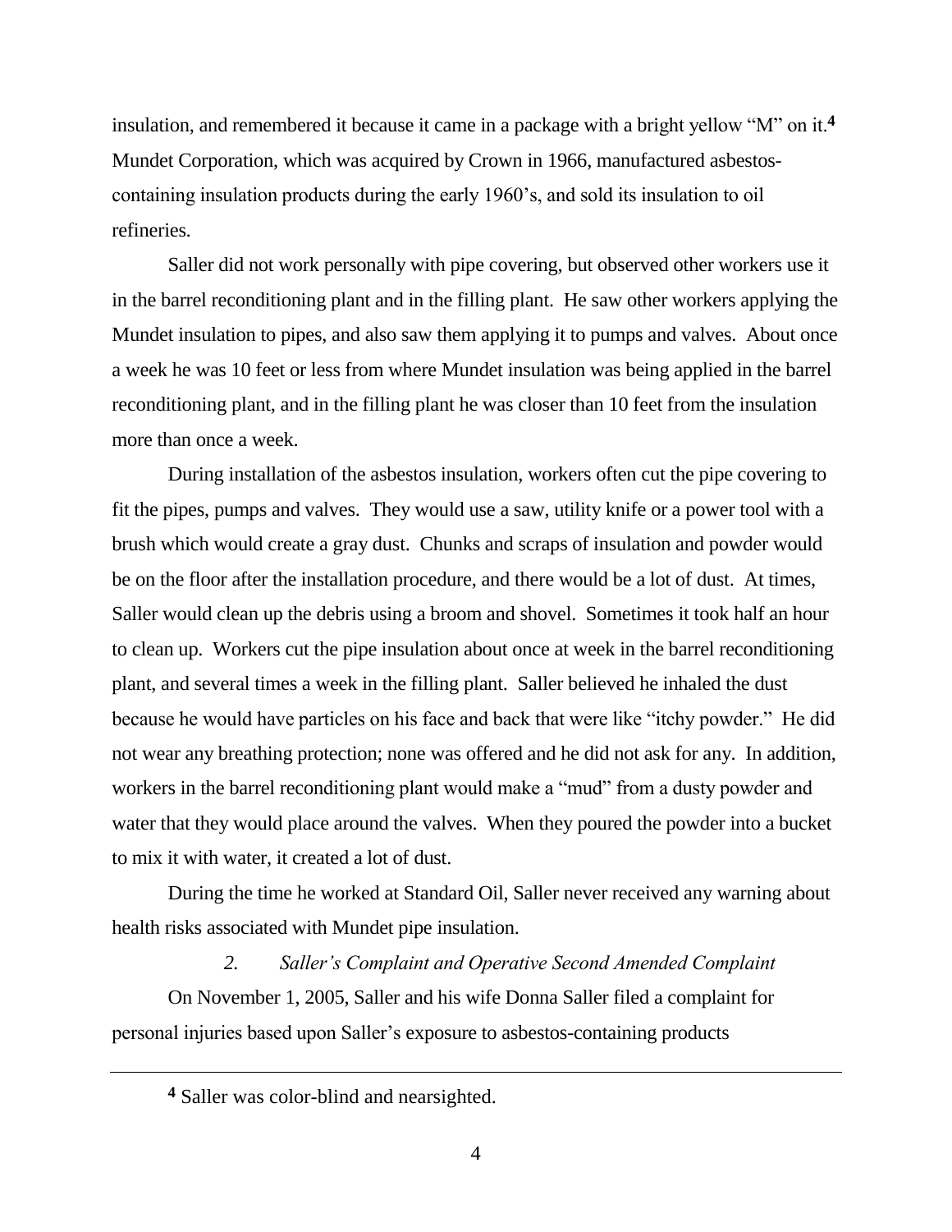insulation, and remembered it because it came in a package with a bright yellow "M" on it.[4] Mundet Corporation, which was acquired by Crown in 1966, manufactured asbestos-containing insulation products during the early 1960's, and sold its insulation to oil refineries.

Saller did not work personally with pipe covering, but observed other workers use it in the barrel reconditioning plant and in the filling plant. He saw other workers applying the Mundet insulation to pipes, and also saw them applying it to pumps and valves. About once a week he was 10 feet or less from where Mundet insulation was being applied in the barrel reconditioning plant, and in the filling plant he was closer than 10 feet from the insulation more than once a week.

During installation of the asbestos insulation, workers often cut the pipe covering to fit the pipes, pumps and valves. They would use a saw, utility knife or a power tool with a brush which would create a gray dust. Chunks and scraps of insulation and powder would be on the floor after the installation procedure, and there would be a lot of dust. At times, Saller would clean up the debris using a broom and shovel. Sometimes it took half an hour to clean up. Workers cut the pipe insulation about once at week in the barrel reconditioning plant, and several times a week in the filling plant. Saller believed he inhaled the dust because he would have particles on his face and back that were like "itchy powder." He did not wear any breathing protection; none was offered and he did not ask for any. In addition, workers in the barrel reconditioning plant would make a "mud" from a dusty powder and water that they would place around the valves. When they poured the powder into a bucket to mix it with water, it created a lot of dust.

During the time he worked at Standard Oil, Saller never received any warning about health risks associated with Mundet pipe insulation.

### *2. Saller's Complaint and Operative Second Amended Complaint*

On November 1, 2005, Saller and his wife Donna Saller filed a complaint for personal injuries based upon Saller's exposure to asbestos-containing products

---

[4] Saller was color-blind and nearsighted.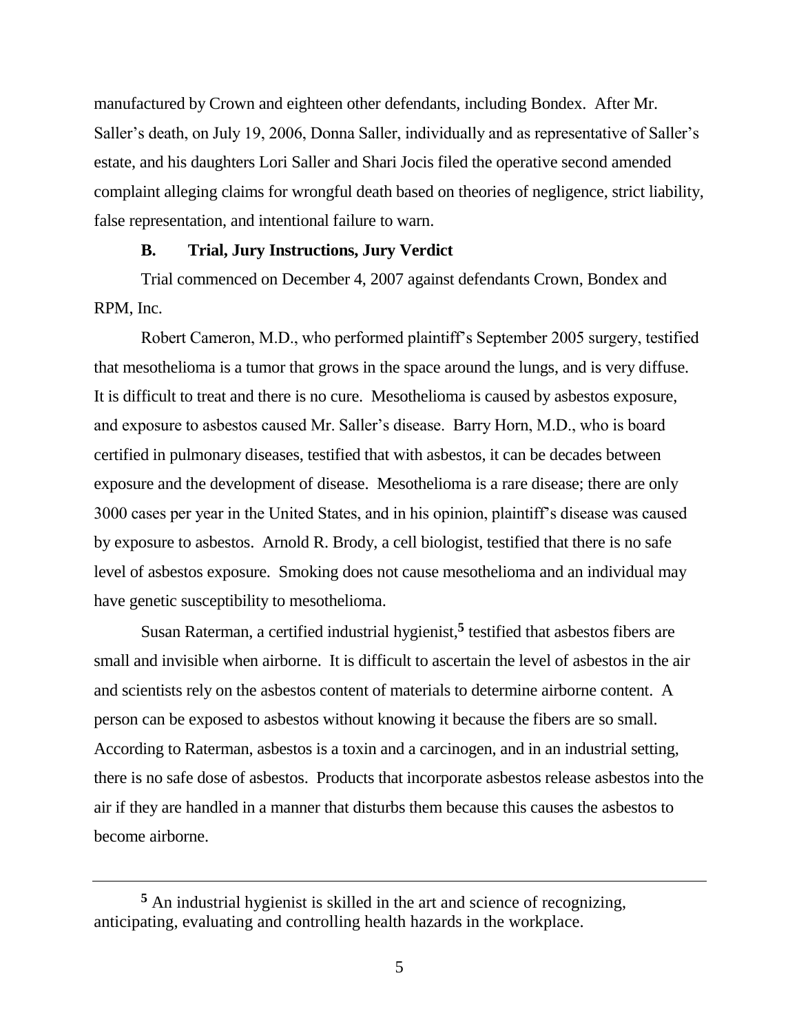manufactured by Crown and eighteen other defendants, including Bondex. After Mr. Saller's death, on July 19, 2006, Donna Saller, individually and as representative of Saller's estate, and his daughters Lori Saller and Shari Jocis filed the operative second amended complaint alleging claims for wrongful death based on theories of negligence, strict liability, false representation, and intentional failure to warn.

### B. Trial, Jury Instructions, Jury Verdict

Trial commenced on December 4, 2007 against defendants Crown, Bondex and RPM, Inc.

Robert Cameron, M.D., who performed plaintiff's September 2005 surgery, testified that mesothelioma is a tumor that grows in the space around the lungs, and is very diffuse. It is difficult to treat and there is no cure. Mesothelioma is caused by asbestos exposure, and exposure to asbestos caused Mr. Saller's disease. Barry Horn, M.D., who is board certified in pulmonary diseases, testified that with asbestos, it can be decades between exposure and the development of disease. Mesothelioma is a rare disease; there are only 3000 cases per year in the United States, and in his opinion, plaintiff's disease was caused by exposure to asbestos. Arnold R. Brody, a cell biologist, testified that there is no safe level of asbestos exposure. Smoking does not cause mesothelioma and an individual may have genetic susceptibility to mesothelioma.

Susan Raterman, a certified industrial hygienist,[5] testified that asbestos fibers are small and invisible when airborne. It is difficult to ascertain the level of asbestos in the air and scientists rely on the asbestos content of materials to determine airborne content. A person can be exposed to asbestos without knowing it because the fibers are so small. According to Raterman, asbestos is a toxin and a carcinogen, and in an industrial setting, there is no safe dose of asbestos. Products that incorporate asbestos release asbestos into the air if they are handled in a manner that disturbs them because this causes the asbestos to become airborne.

---

[5] An industrial hygienist is skilled in the art and science of recognizing, anticipating, evaluating and controlling health hazards in the workplace.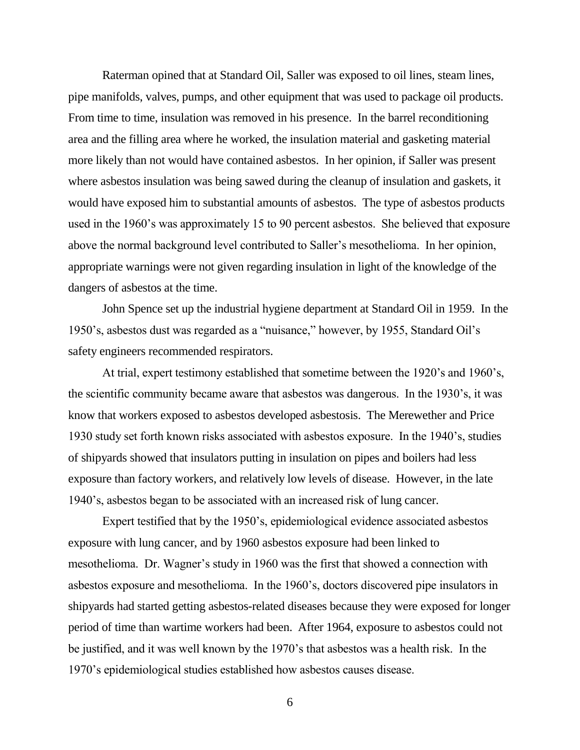Raterman opined that at Standard Oil, Saller was exposed to oil lines, steam lines, pipe manifolds, valves, pumps, and other equipment that was used to package oil products. From time to time, insulation was removed in his presence. In the barrel reconditioning area and the filling area where he worked, the insulation material and gasketing material more likely than not would have contained asbestos. In her opinion, if Saller was present where asbestos insulation was being sawed during the cleanup of insulation and gaskets, it would have exposed him to substantial amounts of asbestos. The type of asbestos products used in the 1960's was approximately 15 to 90 percent asbestos. She believed that exposure above the normal background level contributed to Saller's mesothelioma. In her opinion, appropriate warnings were not given regarding insulation in light of the knowledge of the dangers of asbestos at the time.

John Spence set up the industrial hygiene department at Standard Oil in 1959. In the 1950's, asbestos dust was regarded as a "nuisance," however, by 1955, Standard Oil's safety engineers recommended respirators.

At trial, expert testimony established that sometime between the 1920's and 1960's, the scientific community became aware that asbestos was dangerous. In the 1930's, it was know that workers exposed to asbestos developed asbestosis. The Merewether and Price 1930 study set forth known risks associated with asbestos exposure. In the 1940's, studies of shipyards showed that insulators putting in insulation on pipes and boilers had less exposure than factory workers, and relatively low levels of disease. However, in the late 1940's, asbestos began to be associated with an increased risk of lung cancer.

Expert testified that by the 1950's, epidemiological evidence associated asbestos exposure with lung cancer, and by 1960 asbestos exposure had been linked to mesothelioma. Dr. Wagner's study in 1960 was the first that showed a connection with asbestos exposure and mesothelioma. In the 1960's, doctors discovered pipe insulators in shipyards had started getting asbestos-related diseases because they were exposed for longer period of time than wartime workers had been. After 1964, exposure to asbestos could not be justified, and it was well known by the 1970's that asbestos was a health risk. In the 1970's epidemiological studies established how asbestos causes disease.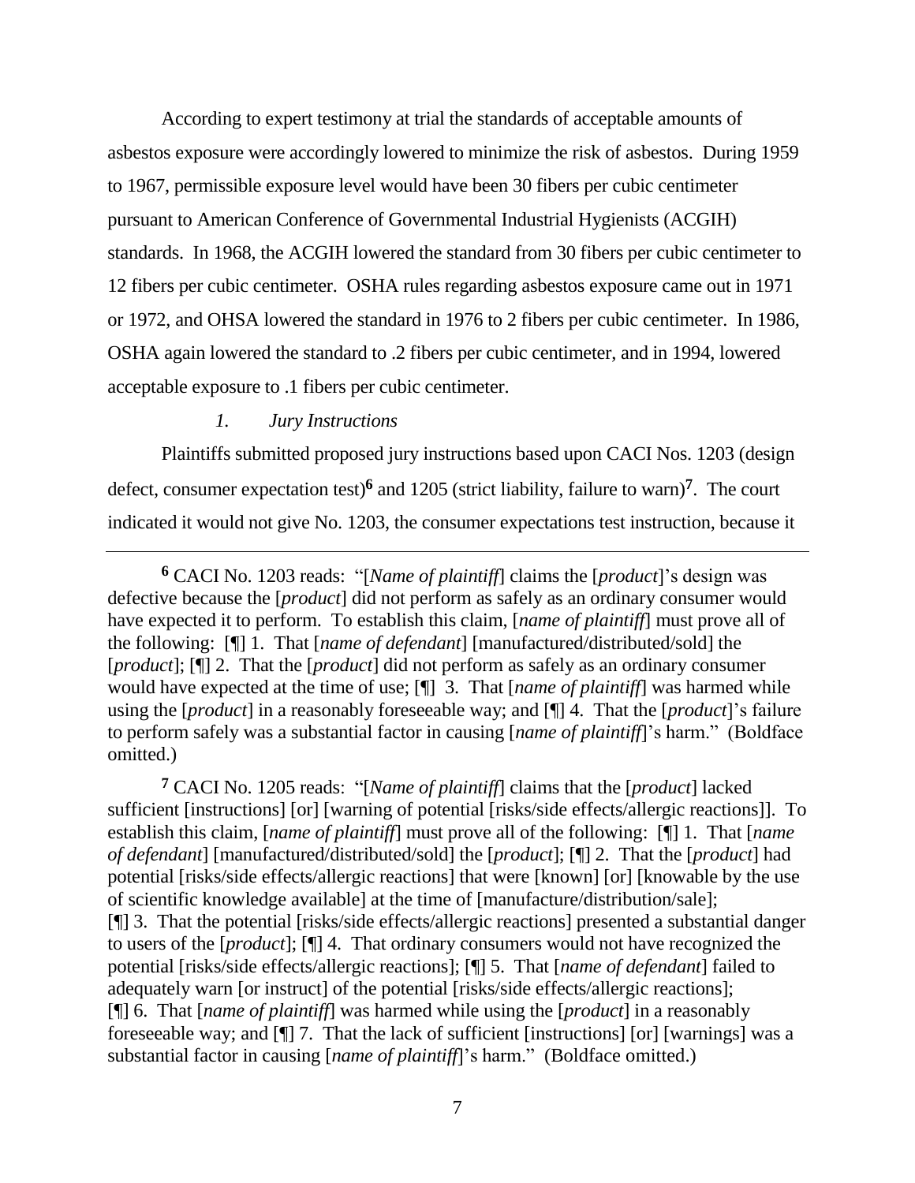According to expert testimony at trial the standards of acceptable amounts of asbestos exposure were accordingly lowered to minimize the risk of asbestos. During 1959 to 1967, permissible exposure level would have been 30 fibers per cubic centimeter pursuant to American Conference of Governmental Industrial Hygienists (ACGIH) standards. In 1968, the ACGIH lowered the standard from 30 fibers per cubic centimeter to 12 fibers per cubic centimeter. OSHA rules regarding asbestos exposure came out in 1971 or 1972, and OHSA lowered the standard in 1976 to 2 fibers per cubic centimeter. In 1986, OSHA again lowered the standard to .2 fibers per cubic centimeter, and in 1994, lowered acceptable exposure to .1 fibers per cubic centimeter.

*1. Jury Instructions*

Plaintiffs submitted proposed jury instructions based upon CACI Nos. 1203 (design defect, consumer expectation test)[6] and 1205 (strict liability, failure to warn)[7]. The court indicated it would not give No. 1203, the consumer expectations test instruction, because it

---

[6] CACI No. 1203 reads: "[*Name of plaintiff*] claims the [*product*]'s design was defective because the [*product*] did not perform as safely as an ordinary consumer would have expected it to perform. To establish this claim, [*name of plaintiff*] must prove all of the following: [¶] 1. That [*name of defendant*] [manufactured/distributed/sold] the [*product*]; [¶] 2. That the [*product*] did not perform as safely as an ordinary consumer would have expected at the time of use; [¶] 3. That [*name of plaintiff*] was harmed while using the [*product*] in a reasonably foreseeable way; and [¶] 4. That the [*product*]'s failure to perform safely was a substantial factor in causing [*name of plaintiff*]'s harm." (Boldface omitted.)

[7] CACI No. 1205 reads: "[*Name of plaintiff*] claims that the [*product*] lacked sufficient [instructions] [or] [warning of potential [risks/side effects/allergic reactions]]. To establish this claim, [*name of plaintiff*] must prove all of the following: [¶] 1. That [*name of defendant*] [manufactured/distributed/sold] the [*product*]; [¶] 2. That the [*product*] had potential [risks/side effects/allergic reactions] that were [known] [or] [knowable by the use of scientific knowledge available] at the time of [manufacture/distribution/sale]; [¶] 3. That the potential [risks/side effects/allergic reactions] presented a substantial danger to users of the [*product*]; [¶] 4. That ordinary consumers would not have recognized the potential [risks/side effects/allergic reactions]; [¶] 5. That [*name of defendant*] failed to adequately warn [or instruct] of the potential [risks/side effects/allergic reactions]; [¶] 6. That [*name of plaintiff*] was harmed while using the [*product*] in a reasonably foreseeable way; and [¶] 7. That the lack of sufficient [instructions] [or] [warnings] was a substantial factor in causing [*name of plaintiff*]'s harm." (Boldface omitted.)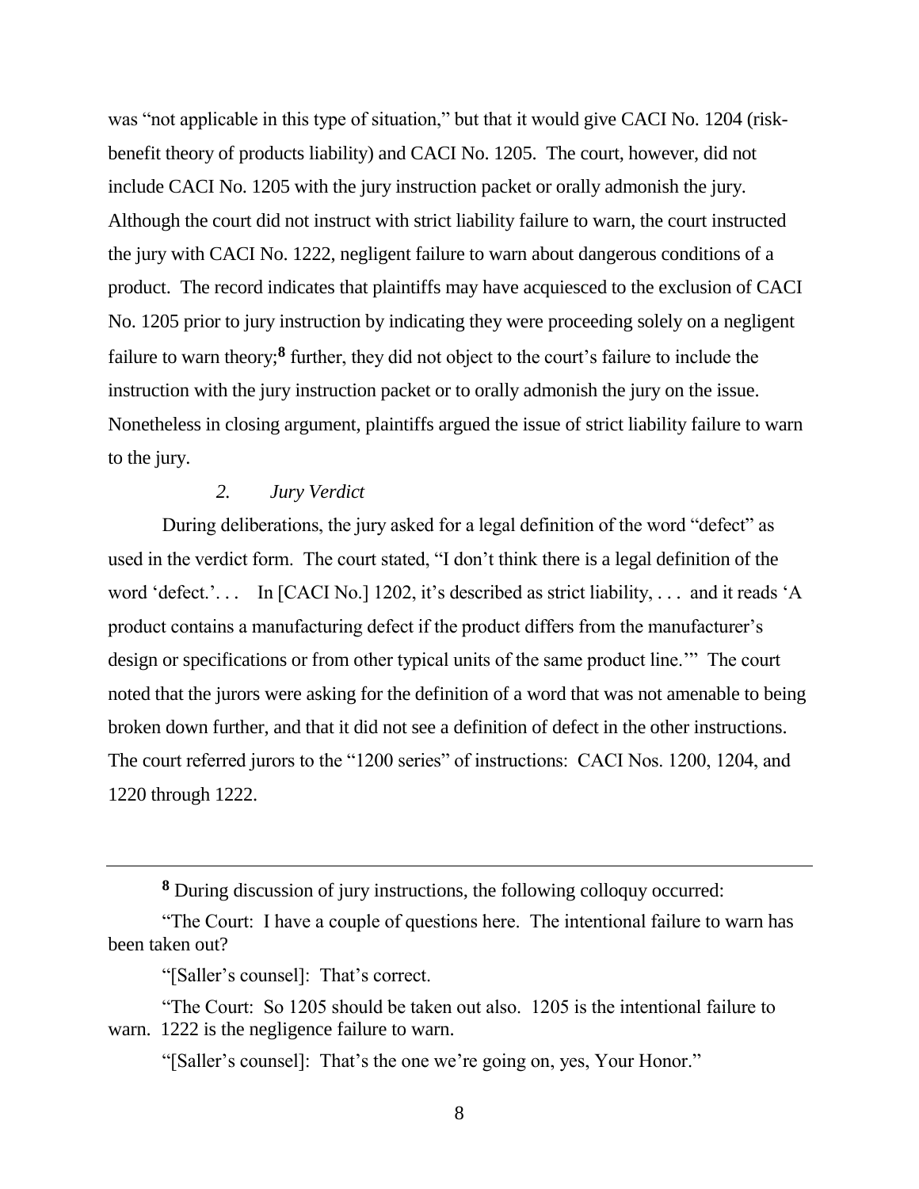was "not applicable in this type of situation," but that it would give CACI No. 1204 (risk-benefit theory of products liability) and CACI No. 1205. The court, however, did not include CACI No. 1205 with the jury instruction packet or orally admonish the jury. Although the court did not instruct with strict liability failure to warn, the court instructed the jury with CACI No. 1222, negligent failure to warn about dangerous conditions of a product. The record indicates that plaintiffs may have acquiesced to the exclusion of CACI No. 1205 prior to jury instruction by indicating they were proceeding solely on a negligent failure to warn theory;[8] further, they did not object to the court's failure to include the instruction with the jury instruction packet or to orally admonish the jury on the issue. Nonetheless in closing argument, plaintiffs argued the issue of strict liability failure to warn to the jury.

*2. Jury Verdict*

During deliberations, the jury asked for a legal definition of the word "defect" as used in the verdict form. The court stated, "I don't think there is a legal definition of the word 'defect.'. . . In [CACI No.] 1202, it's described as strict liability, . . . and it reads 'A product contains a manufacturing defect if the product differs from the manufacturer's design or specifications or from other typical units of the same product line.'" The court noted that the jurors were asking for the definition of a word that was not amenable to being broken down further, and that it did not see a definition of defect in the other instructions. The court referred jurors to the "1200 series" of instructions: CACI Nos. 1200, 1204, and 1220 through 1222.

---

[8] During discussion of jury instructions, the following colloquy occurred:

"The Court: I have a couple of questions here. The intentional failure to warn has been taken out?

"[Saller's counsel]: That's correct.

"The Court: So 1205 should be taken out also. 1205 is the intentional failure to warn. 1222 is the negligence failure to warn.

"[Saller's counsel]: That's the one we're going on, yes, Your Honor."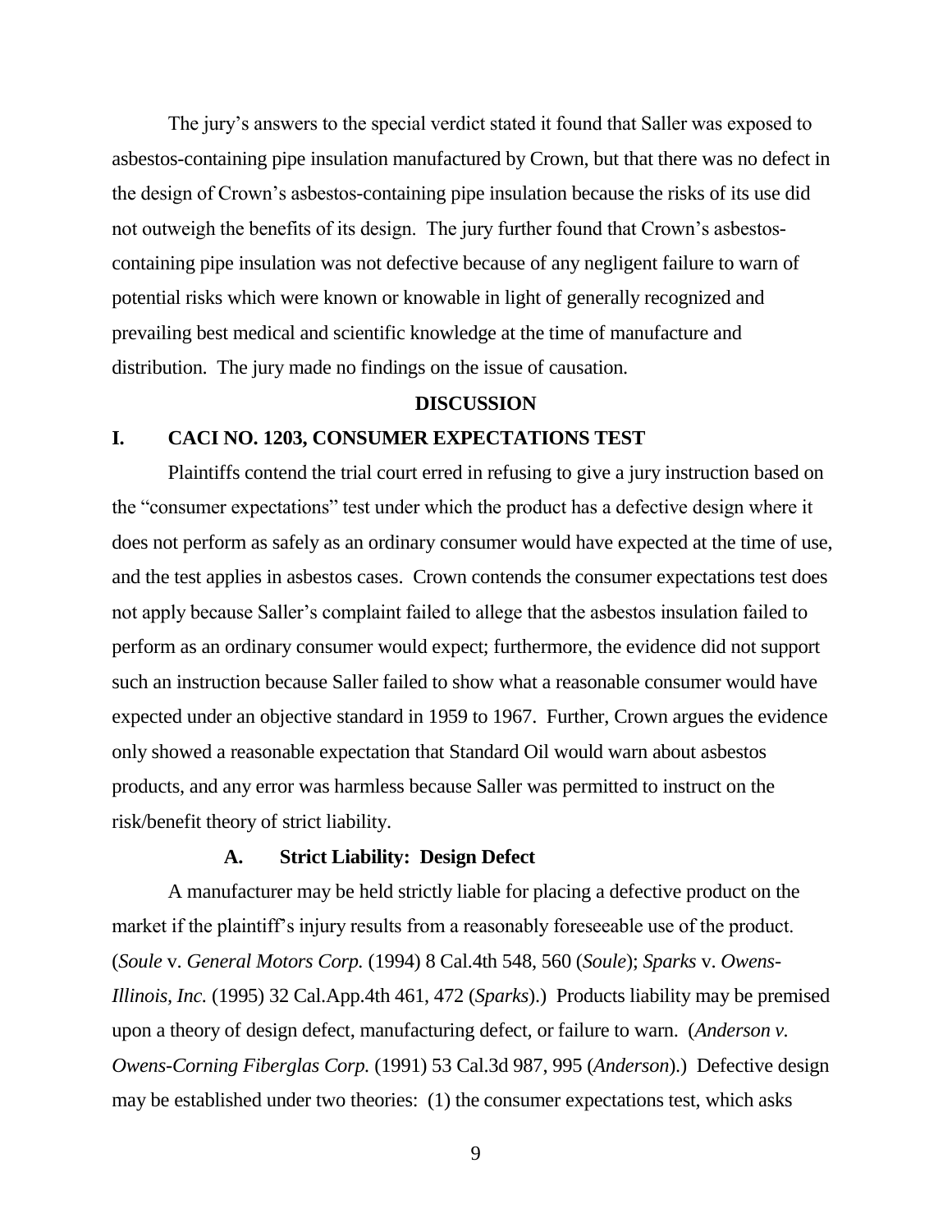The jury's answers to the special verdict stated it found that Saller was exposed to asbestos-containing pipe insulation manufactured by Crown, but that there was no defect in the design of Crown's asbestos-containing pipe insulation because the risks of its use did not outweigh the benefits of its design. The jury further found that Crown's asbestos-containing pipe insulation was not defective because of any negligent failure to warn of potential risks which were known or knowable in light of generally recognized and prevailing best medical and scientific knowledge at the time of manufacture and distribution. The jury made no findings on the issue of causation.

## DISCUSSION

## I. CACI NO. 1203, CONSUMER EXPECTATIONS TEST

Plaintiffs contend the trial court erred in refusing to give a jury instruction based on the "consumer expectations" test under which the product has a defective design where it does not perform as safely as an ordinary consumer would have expected at the time of use, and the test applies in asbestos cases. Crown contends the consumer expectations test does not apply because Saller's complaint failed to allege that the asbestos insulation failed to perform as an ordinary consumer would expect; furthermore, the evidence did not support such an instruction because Saller failed to show what a reasonable consumer would have expected under an objective standard in 1959 to 1967. Further, Crown argues the evidence only showed a reasonable expectation that Standard Oil would warn about asbestos products, and any error was harmless because Saller was permitted to instruct on the risk/benefit theory of strict liability.

### A. Strict Liability: Design Defect

A manufacturer may be held strictly liable for placing a defective product on the market if the plaintiff's injury results from a reasonably foreseeable use of the product. (*Soule* v. *General Motors Corp.* (1994) 8 Cal.4th 548, 560 (*Soule*); *Sparks* v. *Owens-Illinois, Inc.* (1995) 32 Cal.App.4th 461, 472 (*Sparks*).) Products liability may be premised upon a theory of design defect, manufacturing defect, or failure to warn. (*Anderson v. Owens-Corning Fiberglas Corp.* (1991) 53 Cal.3d 987, 995 (*Anderson*).) Defective design may be established under two theories: (1) the consumer expectations test, which asks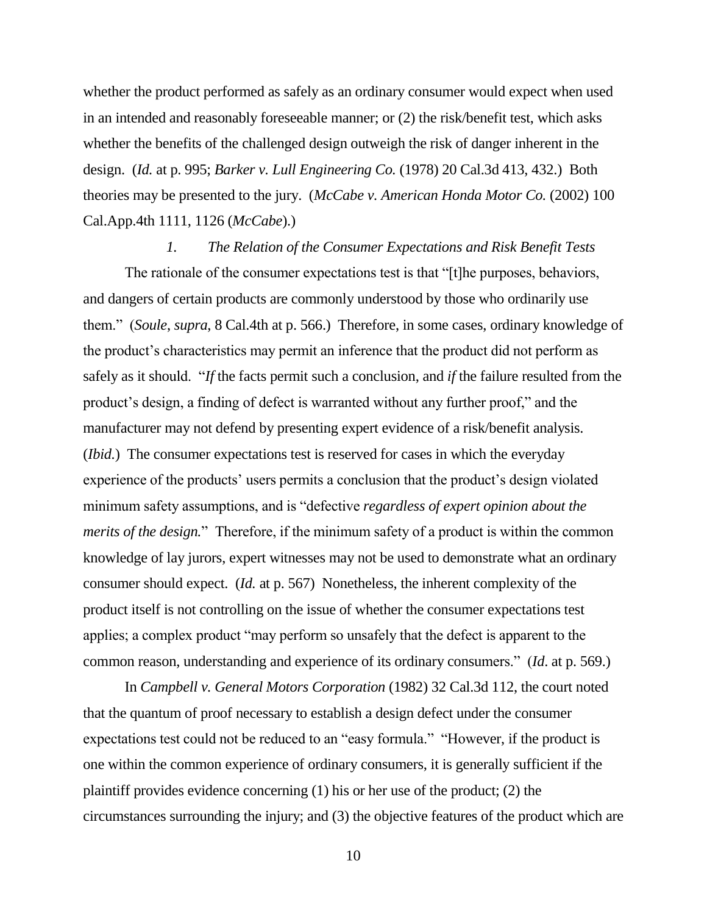whether the product performed as safely as an ordinary consumer would expect when used in an intended and reasonably foreseeable manner; or (2) the risk/benefit test, which asks whether the benefits of the challenged design outweigh the risk of danger inherent in the design. (*Id.* at p. 995; *Barker v. Lull Engineering Co.* (1978) 20 Cal.3d 413, 432.) Both theories may be presented to the jury. (*McCabe v. American Honda Motor Co.* (2002) 100 Cal.App.4th 1111, 1126 (*McCabe*).)

*1. The Relation of the Consumer Expectations and Risk Benefit Tests*

The rationale of the consumer expectations test is that "[t]he purposes, behaviors, and dangers of certain products are commonly understood by those who ordinarily use them." (*Soule*, *supra*, 8 Cal.4th at p. 566.) Therefore, in some cases, ordinary knowledge of the product's characteristics may permit an inference that the product did not perform as safely as it should. "*If* the facts permit such a conclusion, and *if* the failure resulted from the product's design, a finding of defect is warranted without any further proof," and the manufacturer may not defend by presenting expert evidence of a risk/benefit analysis. (*Ibid.*) The consumer expectations test is reserved for cases in which the everyday experience of the products' users permits a conclusion that the product's design violated minimum safety assumptions, and is "defective *regardless of expert opinion about the merits of the design.*" Therefore, if the minimum safety of a product is within the common knowledge of lay jurors, expert witnesses may not be used to demonstrate what an ordinary consumer should expect. (*Id.* at p. 567) Nonetheless, the inherent complexity of the product itself is not controlling on the issue of whether the consumer expectations test applies; a complex product "may perform so unsafely that the defect is apparent to the common reason, understanding and experience of its ordinary consumers." (*Id*. at p. 569.)

In *Campbell v. General Motors Corporation* (1982) 32 Cal.3d 112, the court noted that the quantum of proof necessary to establish a design defect under the consumer expectations test could not be reduced to an "easy formula." "However, if the product is one within the common experience of ordinary consumers, it is generally sufficient if the plaintiff provides evidence concerning (1) his or her use of the product; (2) the circumstances surrounding the injury; and (3) the objective features of the product which are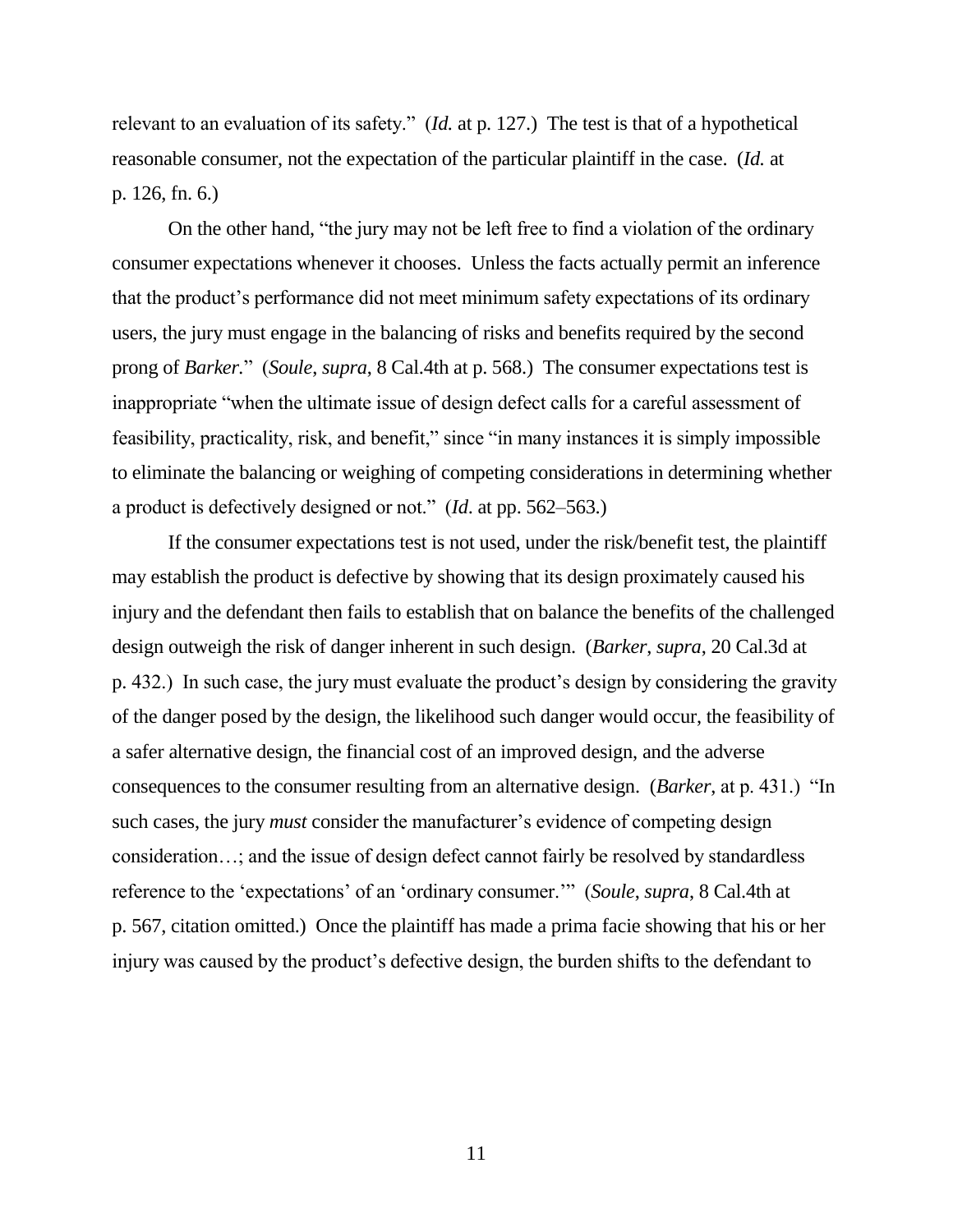relevant to an evaluation of its safety." (*Id.* at p. 127.) The test is that of a hypothetical reasonable consumer, not the expectation of the particular plaintiff in the case. (*Id.* at p. 126, fn. 6.)

On the other hand, "the jury may not be left free to find a violation of the ordinary consumer expectations whenever it chooses. Unless the facts actually permit an inference that the product's performance did not meet minimum safety expectations of its ordinary users, the jury must engage in the balancing of risks and benefits required by the second prong of *Barker.*" (*Soule*, *supra*, 8 Cal.4th at p. 568.) The consumer expectations test is inappropriate "when the ultimate issue of design defect calls for a careful assessment of feasibility, practicality, risk, and benefit," since "in many instances it is simply impossible to eliminate the balancing or weighing of competing considerations in determining whether a product is defectively designed or not." (*Id*. at pp. 562–563.)

If the consumer expectations test is not used, under the risk/benefit test, the plaintiff may establish the product is defective by showing that its design proximately caused his injury and the defendant then fails to establish that on balance the benefits of the challenged design outweigh the risk of danger inherent in such design. (*Barker*, *supra*, 20 Cal.3d at p. 432.) In such case, the jury must evaluate the product's design by considering the gravity of the danger posed by the design, the likelihood such danger would occur, the feasibility of a safer alternative design, the financial cost of an improved design, and the adverse consequences to the consumer resulting from an alternative design. (*Barker*, at p. 431.) "In such cases, the jury *must* consider the manufacturer's evidence of competing design consideration…; and the issue of design defect cannot fairly be resolved by standardless reference to the 'expectations' of an 'ordinary consumer.'" (*Soule*, *supra*, 8 Cal.4th at p. 567, citation omitted.) Once the plaintiff has made a prima facie showing that his or her injury was caused by the product's defective design, the burden shifts to the defendant to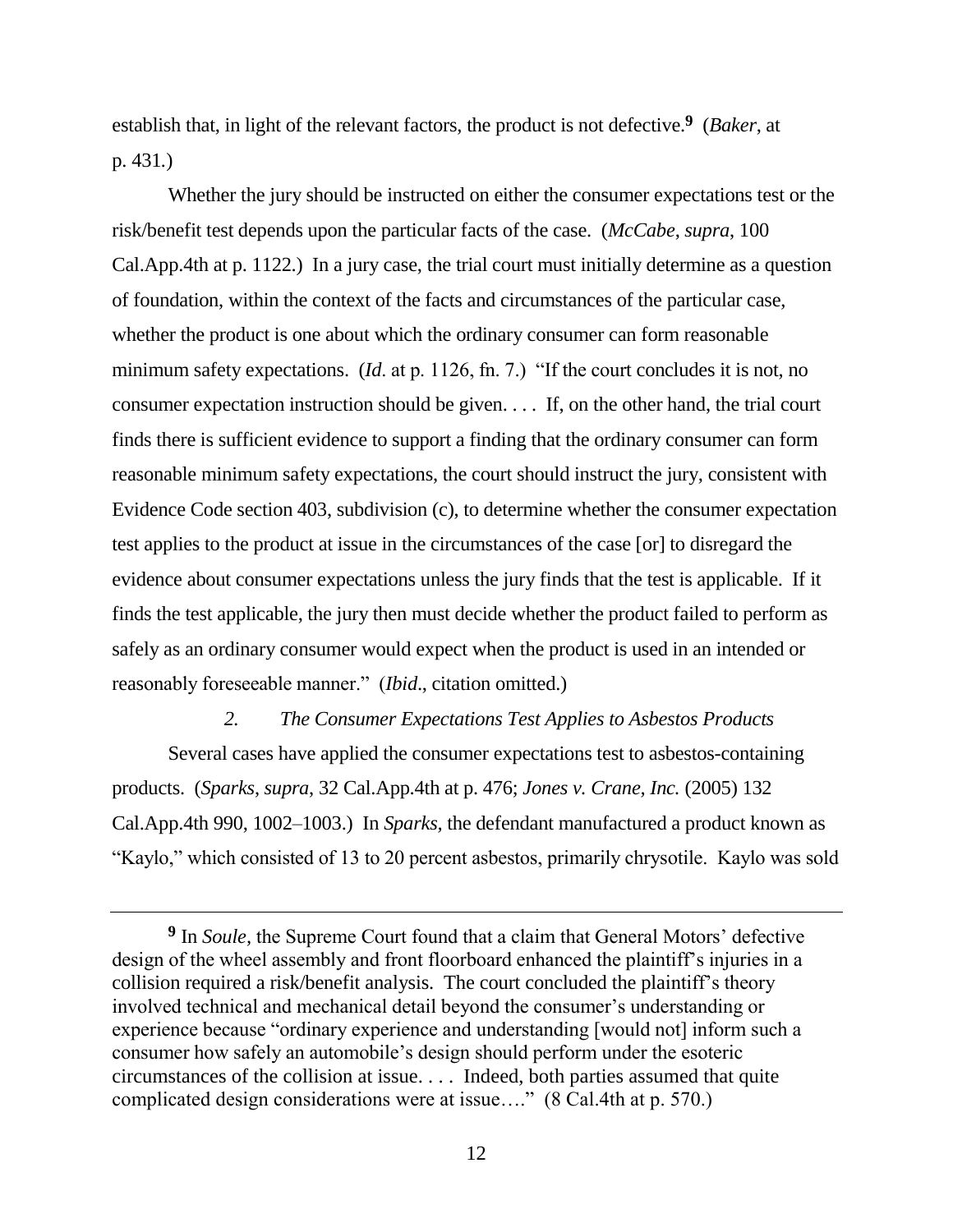establish that, in light of the relevant factors, the product is not defective.[9] (*Baker*, at p. 431.)

Whether the jury should be instructed on either the consumer expectations test or the risk/benefit test depends upon the particular facts of the case. (*McCabe*, *supra*, 100 Cal.App.4th at p. 1122.) In a jury case, the trial court must initially determine as a question of foundation, within the context of the facts and circumstances of the particular case, whether the product is one about which the ordinary consumer can form reasonable minimum safety expectations. (*Id*. at p. 1126, fn. 7.) "If the court concludes it is not, no consumer expectation instruction should be given. . . . If, on the other hand, the trial court finds there is sufficient evidence to support a finding that the ordinary consumer can form reasonable minimum safety expectations, the court should instruct the jury, consistent with Evidence Code section 403, subdivision (c), to determine whether the consumer expectation test applies to the product at issue in the circumstances of the case [or] to disregard the evidence about consumer expectations unless the jury finds that the test is applicable. If it finds the test applicable, the jury then must decide whether the product failed to perform as safely as an ordinary consumer would expect when the product is used in an intended or reasonably foreseeable manner." (*Ibid*., citation omitted.)

*2. The Consumer Expectations Test Applies to Asbestos Products*

Several cases have applied the consumer expectations test to asbestos-containing products. (*Sparks*, *supra*, 32 Cal.App.4th at p. 476; *Jones v. Crane, Inc.* (2005) 132 Cal.App.4th 990, 1002–1003.) In *Sparks,* the defendant manufactured a product known as "Kaylo," which consisted of 13 to 20 percent asbestos, primarily chrysotile. Kaylo was sold

---

[9] In *Soule*, the Supreme Court found that a claim that General Motors' defective design of the wheel assembly and front floorboard enhanced the plaintiff's injuries in a collision required a risk/benefit analysis. The court concluded the plaintiff's theory involved technical and mechanical detail beyond the consumer's understanding or experience because "ordinary experience and understanding [would not] inform such a consumer how safely an automobile's design should perform under the esoteric circumstances of the collision at issue. . . . Indeed, both parties assumed that quite complicated design considerations were at issue…." (8 Cal.4th at p. 570.)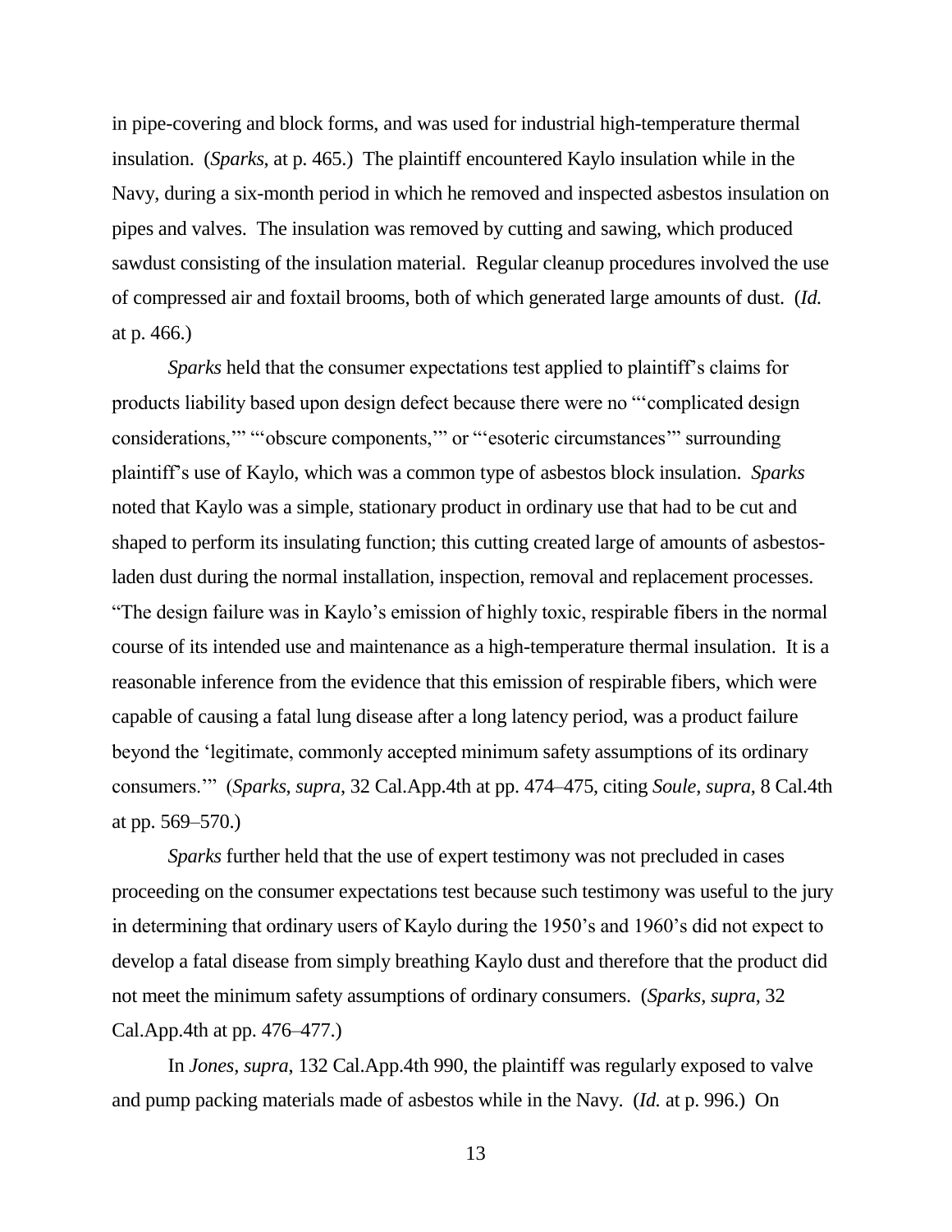in pipe-covering and block forms, and was used for industrial high-temperature thermal insulation. (*Sparks*, at p. 465.) The plaintiff encountered Kaylo insulation while in the Navy, during a six-month period in which he removed and inspected asbestos insulation on pipes and valves. The insulation was removed by cutting and sawing, which produced sawdust consisting of the insulation material. Regular cleanup procedures involved the use of compressed air and foxtail brooms, both of which generated large amounts of dust. (*Id.* at p. 466.)

*Sparks* held that the consumer expectations test applied to plaintiff's claims for products liability based upon design defect because there were no "'complicated design considerations,'" "'obscure components,'" or "'esoteric circumstances'" surrounding plaintiff's use of Kaylo, which was a common type of asbestos block insulation. *Sparks* noted that Kaylo was a simple, stationary product in ordinary use that had to be cut and shaped to perform its insulating function; this cutting created large of amounts of asbestos-laden dust during the normal installation, inspection, removal and replacement processes. "The design failure was in Kaylo's emission of highly toxic, respirable fibers in the normal course of its intended use and maintenance as a high-temperature thermal insulation. It is a reasonable inference from the evidence that this emission of respirable fibers, which were capable of causing a fatal lung disease after a long latency period, was a product failure beyond the 'legitimate, commonly accepted minimum safety assumptions of its ordinary consumers.'" (*Sparks*, *supra*, 32 Cal.App.4th at pp. 474–475, citing *Soule*, *supra*, 8 Cal.4th at pp. 569–570.)

*Sparks* further held that the use of expert testimony was not precluded in cases proceeding on the consumer expectations test because such testimony was useful to the jury in determining that ordinary users of Kaylo during the 1950's and 1960's did not expect to develop a fatal disease from simply breathing Kaylo dust and therefore that the product did not meet the minimum safety assumptions of ordinary consumers. (*Sparks*, *supra*, 32 Cal.App.4th at pp. 476–477.)

In *Jones*, *supra*, 132 Cal.App.4th 990, the plaintiff was regularly exposed to valve and pump packing materials made of asbestos while in the Navy. (*Id.* at p. 996.) On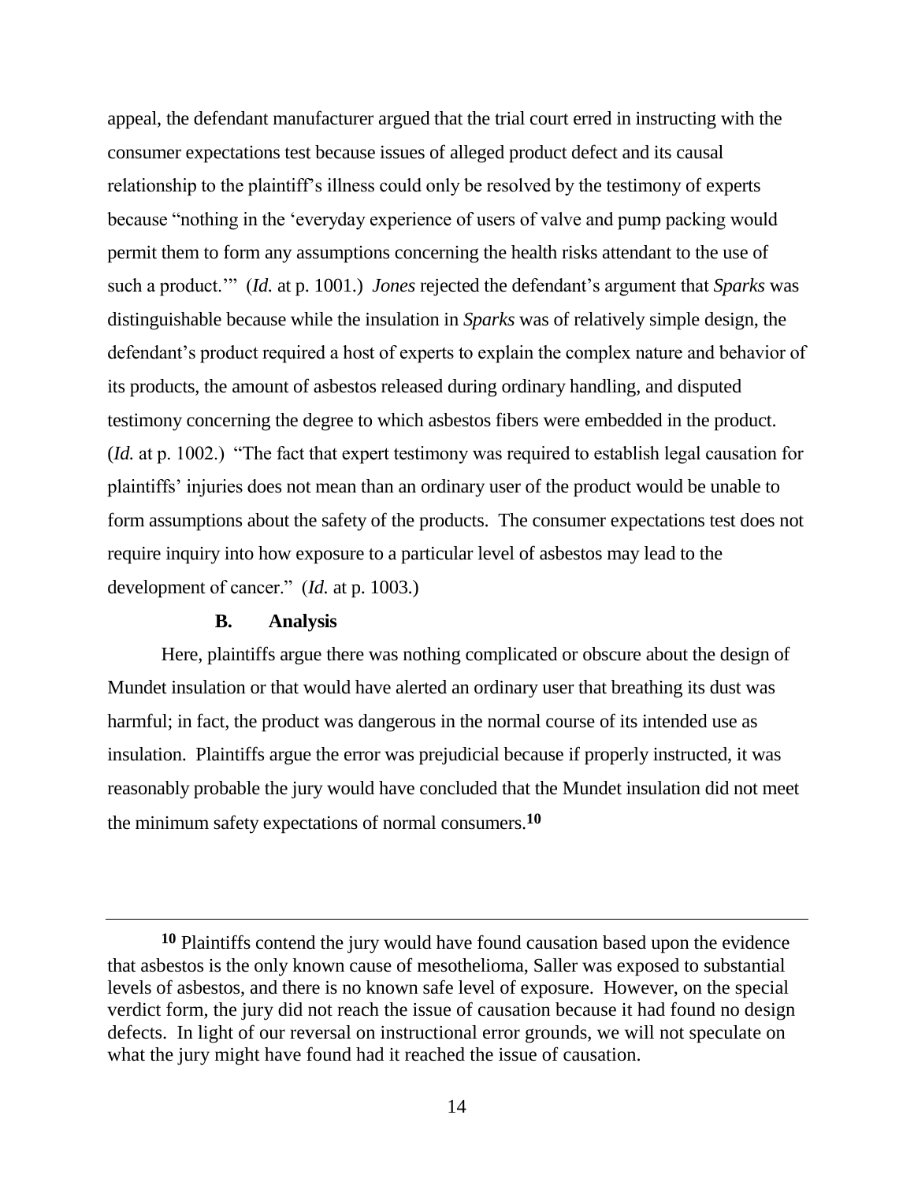appeal, the defendant manufacturer argued that the trial court erred in instructing with the consumer expectations test because issues of alleged product defect and its causal relationship to the plaintiff's illness could only be resolved by the testimony of experts because "nothing in the 'everyday experience of users of valve and pump packing would permit them to form any assumptions concerning the health risks attendant to the use of such a product.'" (*Id.* at p. 1001.) *Jones* rejected the defendant's argument that *Sparks* was distinguishable because while the insulation in *Sparks* was of relatively simple design, the defendant's product required a host of experts to explain the complex nature and behavior of its products, the amount of asbestos released during ordinary handling, and disputed testimony concerning the degree to which asbestos fibers were embedded in the product. (*Id.* at p. 1002.) "The fact that expert testimony was required to establish legal causation for plaintiffs' injuries does not mean than an ordinary user of the product would be unable to form assumptions about the safety of the products. The consumer expectations test does not require inquiry into how exposure to a particular level of asbestos may lead to the development of cancer." (*Id.* at p. 1003.)

### B. Analysis

Here, plaintiffs argue there was nothing complicated or obscure about the design of Mundet insulation or that would have alerted an ordinary user that breathing its dust was harmful; in fact, the product was dangerous in the normal course of its intended use as insulation. Plaintiffs argue the error was prejudicial because if properly instructed, it was reasonably probable the jury would have concluded that the Mundet insulation did not meet the minimum safety expectations of normal consumers.[10]

---

[10] Plaintiffs contend the jury would have found causation based upon the evidence that asbestos is the only known cause of mesothelioma, Saller was exposed to substantial levels of asbestos, and there is no known safe level of exposure. However, on the special verdict form, the jury did not reach the issue of causation because it had found no design defects. In light of our reversal on instructional error grounds, we will not speculate on what the jury might have found had it reached the issue of causation.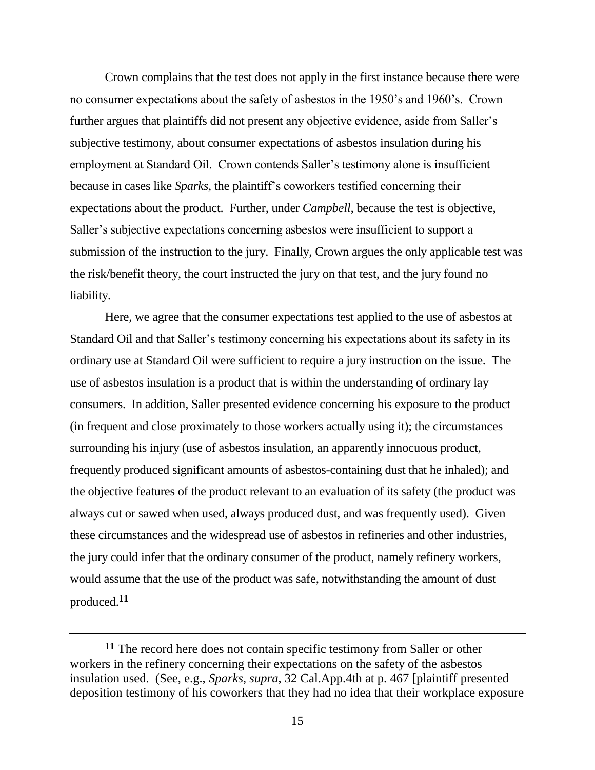Crown complains that the test does not apply in the first instance because there were no consumer expectations about the safety of asbestos in the 1950's and 1960's. Crown further argues that plaintiffs did not present any objective evidence, aside from Saller's subjective testimony, about consumer expectations of asbestos insulation during his employment at Standard Oil. Crown contends Saller's testimony alone is insufficient because in cases like *Sparks,* the plaintiff's coworkers testified concerning their expectations about the product. Further, under *Campbell,* because the test is objective, Saller's subjective expectations concerning asbestos were insufficient to support a submission of the instruction to the jury. Finally, Crown argues the only applicable test was the risk/benefit theory, the court instructed the jury on that test, and the jury found no liability.

Here, we agree that the consumer expectations test applied to the use of asbestos at Standard Oil and that Saller's testimony concerning his expectations about its safety in its ordinary use at Standard Oil were sufficient to require a jury instruction on the issue. The use of asbestos insulation is a product that is within the understanding of ordinary lay consumers. In addition, Saller presented evidence concerning his exposure to the product (in frequent and close proximately to those workers actually using it); the circumstances surrounding his injury (use of asbestos insulation, an apparently innocuous product, frequently produced significant amounts of asbestos-containing dust that he inhaled); and the objective features of the product relevant to an evaluation of its safety (the product was always cut or sawed when used, always produced dust, and was frequently used). Given these circumstances and the widespread use of asbestos in refineries and other industries, the jury could infer that the ordinary consumer of the product, namely refinery workers, would assume that the use of the product was safe, notwithstanding the amount of dust produced.[11]

---

[11] The record here does not contain specific testimony from Saller or other workers in the refinery concerning their expectations on the safety of the asbestos insulation used. (See, e.g., *Sparks*, *supra*, 32 Cal.App.4th at p. 467 [plaintiff presented deposition testimony of his coworkers that they had no idea that their workplace exposure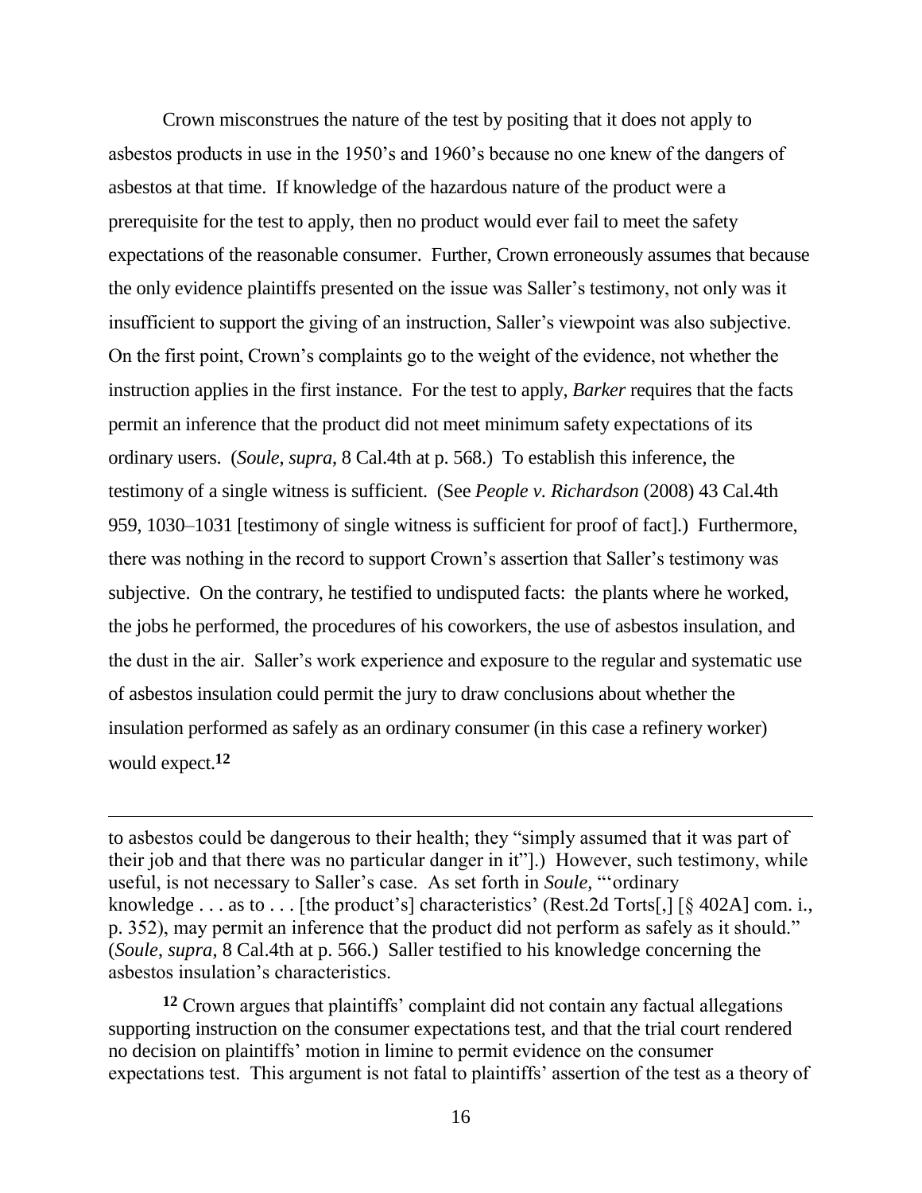Crown misconstrues the nature of the test by positing that it does not apply to asbestos products in use in the 1950's and 1960's because no one knew of the dangers of asbestos at that time. If knowledge of the hazardous nature of the product were a prerequisite for the test to apply, then no product would ever fail to meet the safety expectations of the reasonable consumer. Further, Crown erroneously assumes that because the only evidence plaintiffs presented on the issue was Saller's testimony, not only was it insufficient to support the giving of an instruction, Saller's viewpoint was also subjective. On the first point, Crown's complaints go to the weight of the evidence, not whether the instruction applies in the first instance. For the test to apply, *Barker* requires that the facts permit an inference that the product did not meet minimum safety expectations of its ordinary users. (*Soule*, *supra*, 8 Cal.4th at p. 568.) To establish this inference, the testimony of a single witness is sufficient. (See *People v. Richardson* (2008) 43 Cal.4th 959, 1030–1031 [testimony of single witness is sufficient for proof of fact].) Furthermore, there was nothing in the record to support Crown's assertion that Saller's testimony was subjective. On the contrary, he testified to undisputed facts: the plants where he worked, the jobs he performed, the procedures of his coworkers, the use of asbestos insulation, and the dust in the air. Saller's work experience and exposure to the regular and systematic use of asbestos insulation could permit the jury to draw conclusions about whether the insulation performed as safely as an ordinary consumer (in this case a refinery worker) would expect.[12]

---

to asbestos could be dangerous to their health; they "simply assumed that it was part of their job and that there was no particular danger in it"].) However, such testimony, while useful, is not necessary to Saller's case. As set forth in *Soule,* "'ordinary knowledge . . . as to . . . [the product's] characteristics' (Rest.2d Torts[,] [§ 402A] com. i., p. 352), may permit an inference that the product did not perform as safely as it should." (*Soule*, *supra*, 8 Cal.4th at p. 566.) Saller testified to his knowledge concerning the asbestos insulation's characteristics.

[12] Crown argues that plaintiffs' complaint did not contain any factual allegations supporting instruction on the consumer expectations test, and that the trial court rendered no decision on plaintiffs' motion in limine to permit evidence on the consumer expectations test. This argument is not fatal to plaintiffs' assertion of the test as a theory of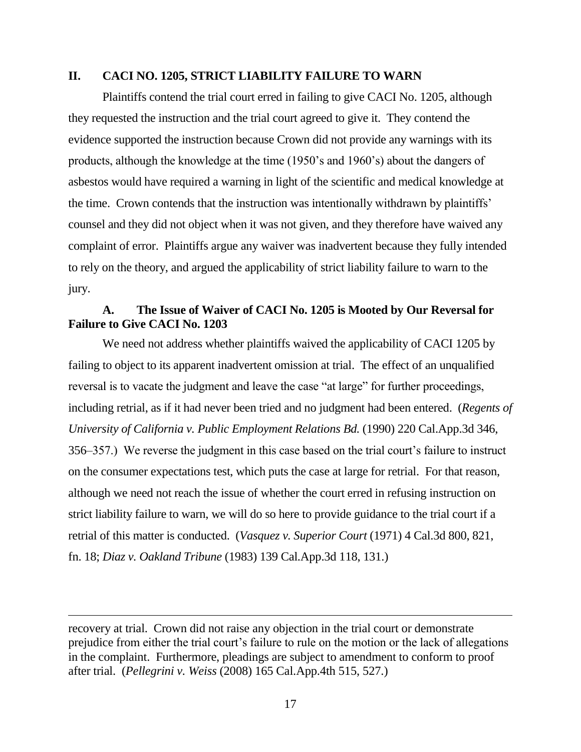## II. CACI NO. 1205, STRICT LIABILITY FAILURE TO WARN

Plaintiffs contend the trial court erred in failing to give CACI No. 1205, although they requested the instruction and the trial court agreed to give it. They contend the evidence supported the instruction because Crown did not provide any warnings with its products, although the knowledge at the time (1950's and 1960's) about the dangers of asbestos would have required a warning in light of the scientific and medical knowledge at the time. Crown contends that the instruction was intentionally withdrawn by plaintiffs' counsel and they did not object when it was not given, and they therefore have waived any complaint of error. Plaintiffs argue any waiver was inadvertent because they fully intended to rely on the theory, and argued the applicability of strict liability failure to warn to the jury.

### A. The Issue of Waiver of CACI No. 1205 is Mooted by Our Reversal for Failure to Give CACI No. 1203

We need not address whether plaintiffs waived the applicability of CACI 1205 by failing to object to its apparent inadvertent omission at trial. The effect of an unqualified reversal is to vacate the judgment and leave the case "at large" for further proceedings, including retrial, as if it had never been tried and no judgment had been entered. (*Regents of University of California v. Public Employment Relations Bd.* (1990) 220 Cal.App.3d 346, 356–357.) We reverse the judgment in this case based on the trial court's failure to instruct on the consumer expectations test, which puts the case at large for retrial. For that reason, although we need not reach the issue of whether the court erred in refusing instruction on strict liability failure to warn, we will do so here to provide guidance to the trial court if a retrial of this matter is conducted. (*Vasquez v. Superior Court* (1971) 4 Cal.3d 800, 821, fn. 18; *Diaz v. Oakland Tribune* (1983) 139 Cal.App.3d 118, 131.)

---

recovery at trial. Crown did not raise any objection in the trial court or demonstrate prejudice from either the trial court's failure to rule on the motion or the lack of allegations in the complaint. Furthermore, pleadings are subject to amendment to conform to proof after trial. (*Pellegrini v. Weiss* (2008) 165 Cal.App.4th 515, 527.)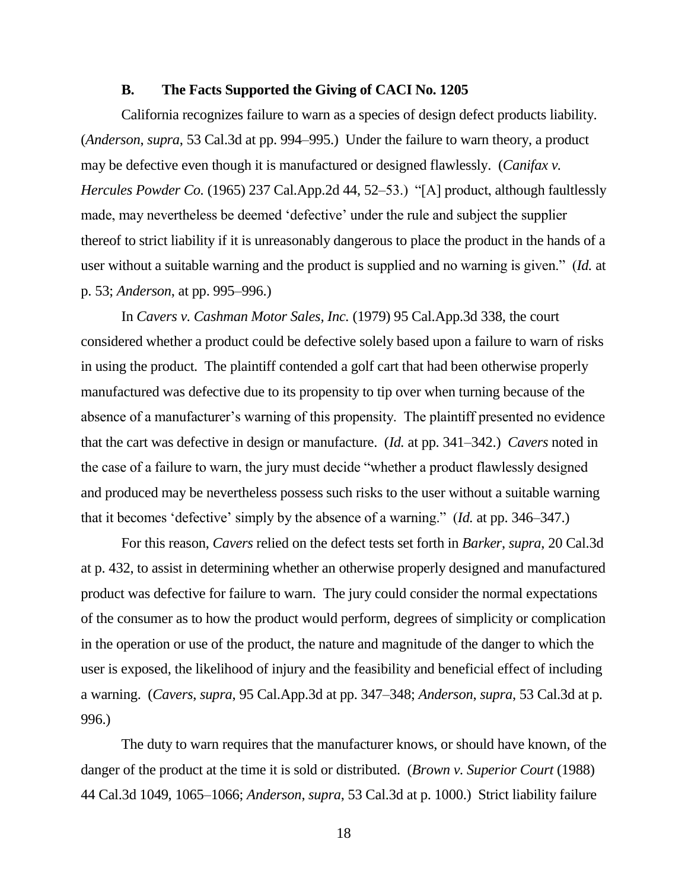### B. The Facts Supported the Giving of CACI No. 1205

California recognizes failure to warn as a species of design defect products liability. (*Anderson*, *supra*, 53 Cal.3d at pp. 994–995.) Under the failure to warn theory, a product may be defective even though it is manufactured or designed flawlessly. (*Canifax v. Hercules Powder Co.* (1965) 237 Cal.App.2d 44, 52–53.) "[A] product, although faultlessly made, may nevertheless be deemed 'defective' under the rule and subject the supplier thereof to strict liability if it is unreasonably dangerous to place the product in the hands of a user without a suitable warning and the product is supplied and no warning is given." (*Id.* at p. 53; *Anderson*, at pp. 995–996.)

In *Cavers v. Cashman Motor Sales, Inc.* (1979) 95 Cal.App.3d 338, the court considered whether a product could be defective solely based upon a failure to warn of risks in using the product. The plaintiff contended a golf cart that had been otherwise properly manufactured was defective due to its propensity to tip over when turning because of the absence of a manufacturer's warning of this propensity. The plaintiff presented no evidence that the cart was defective in design or manufacture. (*Id.* at pp. 341–342.) *Cavers* noted in the case of a failure to warn, the jury must decide "whether a product flawlessly designed and produced may be nevertheless possess such risks to the user without a suitable warning that it becomes 'defective' simply by the absence of a warning." (*Id.* at pp. 346–347.)

For this reason, *Cavers* relied on the defect tests set forth in *Barker*, *supra*, 20 Cal.3d at p. 432, to assist in determining whether an otherwise properly designed and manufactured product was defective for failure to warn. The jury could consider the normal expectations of the consumer as to how the product would perform, degrees of simplicity or complication in the operation or use of the product, the nature and magnitude of the danger to which the user is exposed, the likelihood of injury and the feasibility and beneficial effect of including a warning. (*Cavers*, *supra*, 95 Cal.App.3d at pp. 347–348; *Anderson*, *supra*, 53 Cal.3d at p. 996.)

The duty to warn requires that the manufacturer knows, or should have known, of the danger of the product at the time it is sold or distributed. (*Brown v. Superior Court* (1988) 44 Cal.3d 1049, 1065–1066; *Anderson*, *supra*, 53 Cal.3d at p. 1000.) Strict liability failure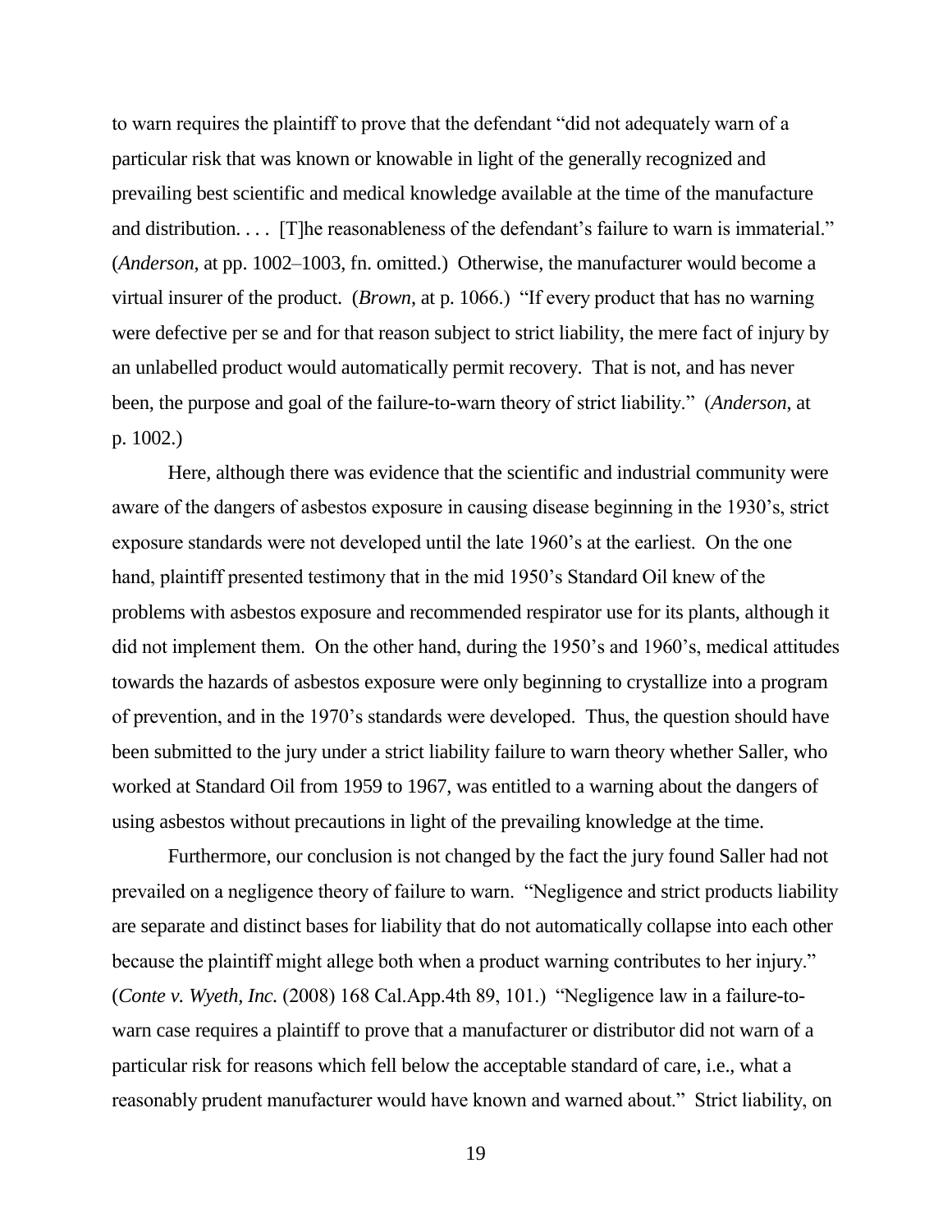to warn requires the plaintiff to prove that the defendant "did not adequately warn of a particular risk that was known or knowable in light of the generally recognized and prevailing best scientific and medical knowledge available at the time of the manufacture and distribution. . . . [T]he reasonableness of the defendant's failure to warn is immaterial." (*Anderson,* at pp. 1002–1003, fn. omitted.) Otherwise, the manufacturer would become a virtual insurer of the product. (*Brown,* at p. 1066.) "If every product that has no warning were defective per se and for that reason subject to strict liability, the mere fact of injury by an unlabelled product would automatically permit recovery. That is not, and has never been, the purpose and goal of the failure-to-warn theory of strict liability." (*Anderson*, at p. 1002.)

Here, although there was evidence that the scientific and industrial community were aware of the dangers of asbestos exposure in causing disease beginning in the 1930's, strict exposure standards were not developed until the late 1960's at the earliest. On the one hand, plaintiff presented testimony that in the mid 1950's Standard Oil knew of the problems with asbestos exposure and recommended respirator use for its plants, although it did not implement them. On the other hand, during the 1950's and 1960's, medical attitudes towards the hazards of asbestos exposure were only beginning to crystallize into a program of prevention, and in the 1970's standards were developed. Thus, the question should have been submitted to the jury under a strict liability failure to warn theory whether Saller, who worked at Standard Oil from 1959 to 1967, was entitled to a warning about the dangers of using asbestos without precautions in light of the prevailing knowledge at the time.

Furthermore, our conclusion is not changed by the fact the jury found Saller had not prevailed on a negligence theory of failure to warn. "Negligence and strict products liability are separate and distinct bases for liability that do not automatically collapse into each other because the plaintiff might allege both when a product warning contributes to her injury." (*Conte v. Wyeth, Inc.* (2008) 168 Cal.App.4th 89, 101.) "Negligence law in a failure-to-warn case requires a plaintiff to prove that a manufacturer or distributor did not warn of a particular risk for reasons which fell below the acceptable standard of care, i.e., what a reasonably prudent manufacturer would have known and warned about." Strict liability, on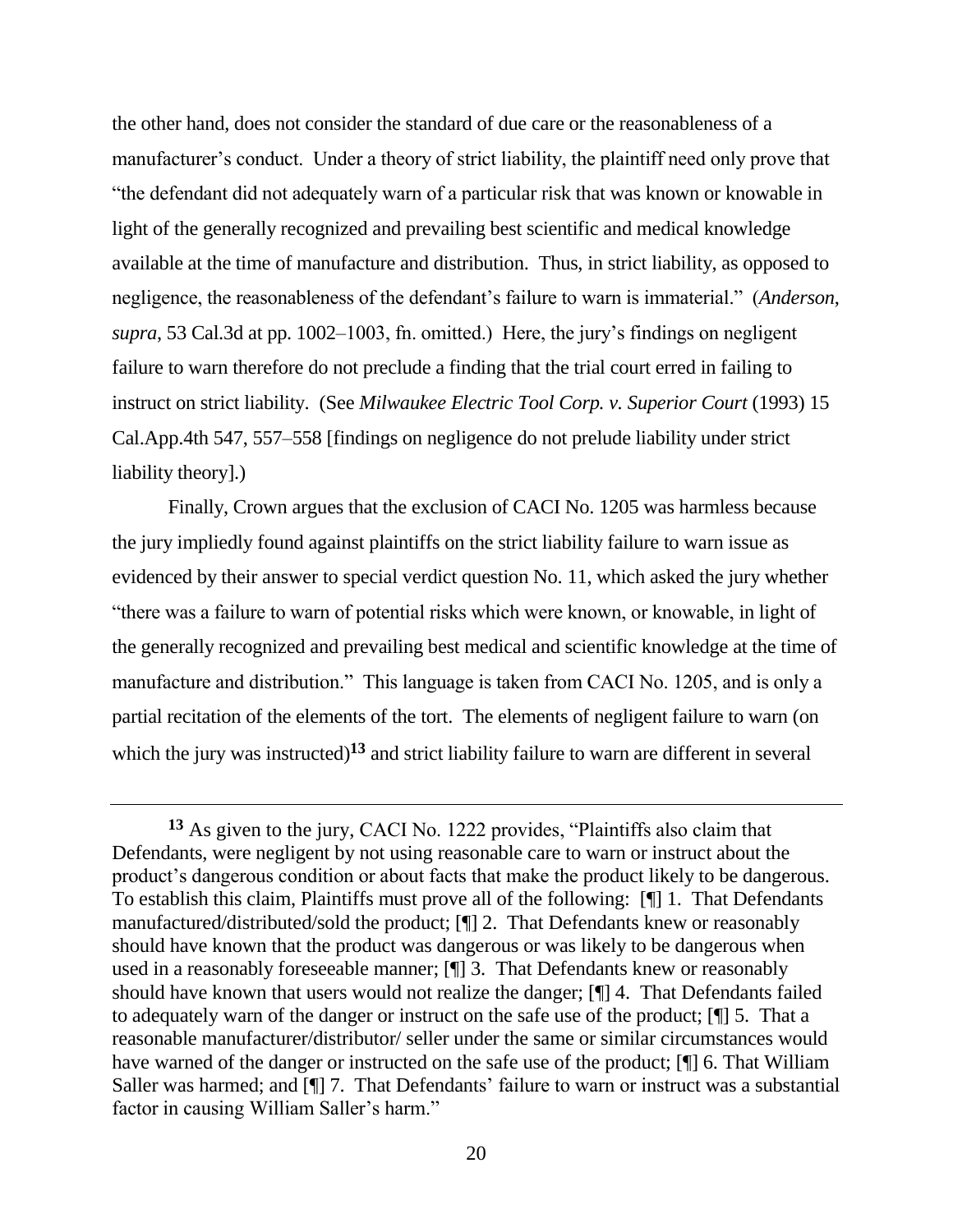the other hand, does not consider the standard of due care or the reasonableness of a manufacturer's conduct. Under a theory of strict liability, the plaintiff need only prove that "the defendant did not adequately warn of a particular risk that was known or knowable in light of the generally recognized and prevailing best scientific and medical knowledge available at the time of manufacture and distribution. Thus, in strict liability, as opposed to negligence, the reasonableness of the defendant's failure to warn is immaterial." (*Anderson*, *supra*, 53 Cal.3d at pp. 1002–1003, fn. omitted.) Here, the jury's findings on negligent failure to warn therefore do not preclude a finding that the trial court erred in failing to instruct on strict liability. (See *Milwaukee Electric Tool Corp. v. Superior Court* (1993) 15 Cal.App.4th 547, 557–558 [findings on negligence do not prelude liability under strict liability theory].)

Finally, Crown argues that the exclusion of CACI No. 1205 was harmless because the jury impliedly found against plaintiffs on the strict liability failure to warn issue as evidenced by their answer to special verdict question No. 11, which asked the jury whether "there was a failure to warn of potential risks which were known, or knowable, in light of the generally recognized and prevailing best medical and scientific knowledge at the time of manufacture and distribution." This language is taken from CACI No. 1205, and is only a partial recitation of the elements of the tort. The elements of negligent failure to warn (on which the jury was instructed)[13] and strict liability failure to warn are different in several

---

[13] As given to the jury, CACI No. 1222 provides, "Plaintiffs also claim that Defendants, were negligent by not using reasonable care to warn or instruct about the product's dangerous condition or about facts that make the product likely to be dangerous. To establish this claim, Plaintiffs must prove all of the following: [¶] 1. That Defendants manufactured/distributed/sold the product; [¶] 2. That Defendants knew or reasonably should have known that the product was dangerous or was likely to be dangerous when used in a reasonably foreseeable manner; [¶] 3. That Defendants knew or reasonably should have known that users would not realize the danger; [¶] 4. That Defendants failed to adequately warn of the danger or instruct on the safe use of the product; [¶] 5. That a reasonable manufacturer/distributor/ seller under the same or similar circumstances would have warned of the danger or instructed on the safe use of the product; [¶] 6. That William Saller was harmed; and [¶] 7. That Defendants' failure to warn or instruct was a substantial factor in causing William Saller's harm."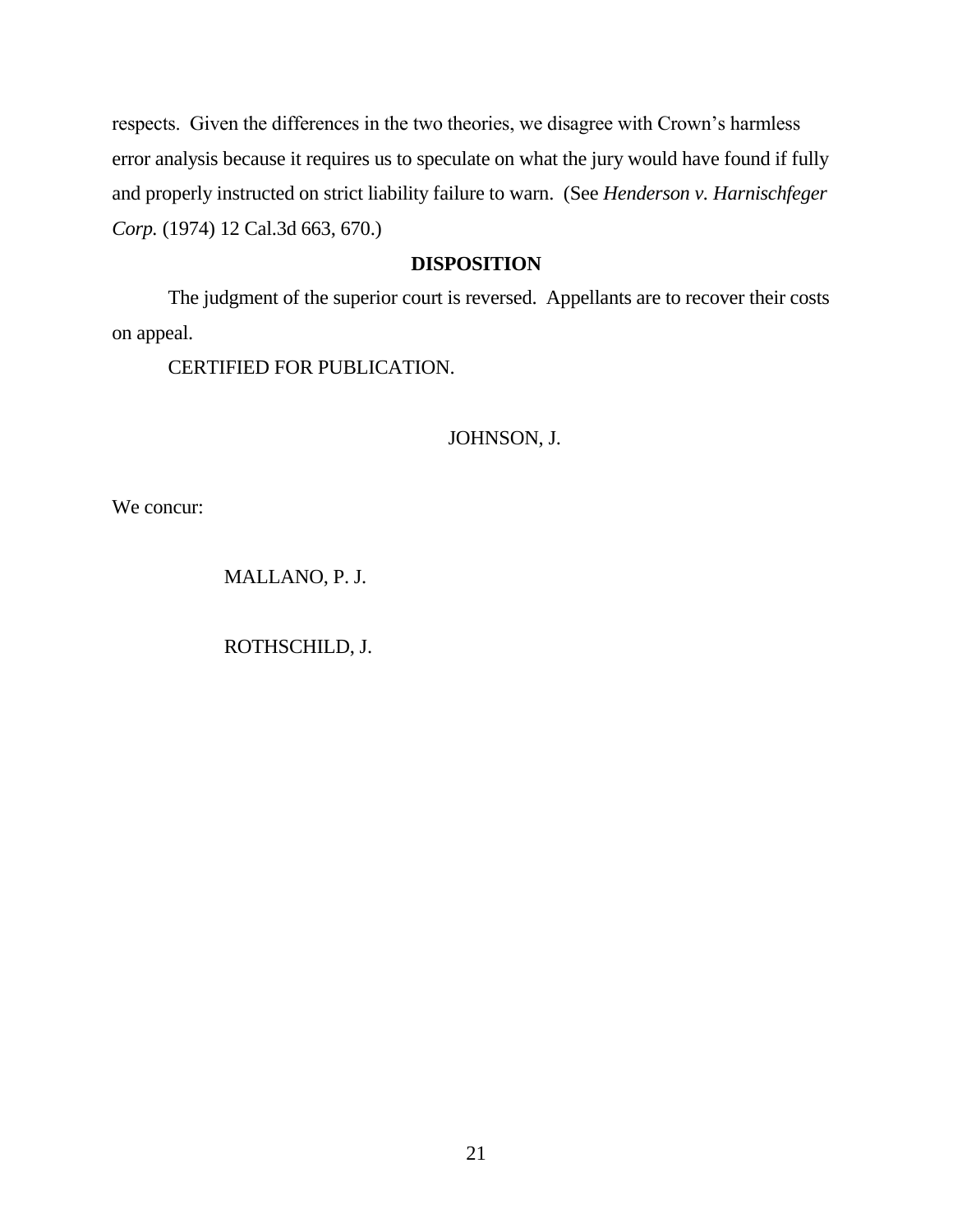respects. Given the differences in the two theories, we disagree with Crown's harmless error analysis because it requires us to speculate on what the jury would have found if fully and properly instructed on strict liability failure to warn. (See *Henderson v. Harnischfeger Corp.* (1974) 12 Cal.3d 663, 670.)

**DISPOSITION**

The judgment of the superior court is reversed. Appellants are to recover their costs on appeal.

CERTIFIED FOR PUBLICATION.

JOHNSON, J.

We concur:

MALLANO, P. J.

ROTHSCHILD, J.